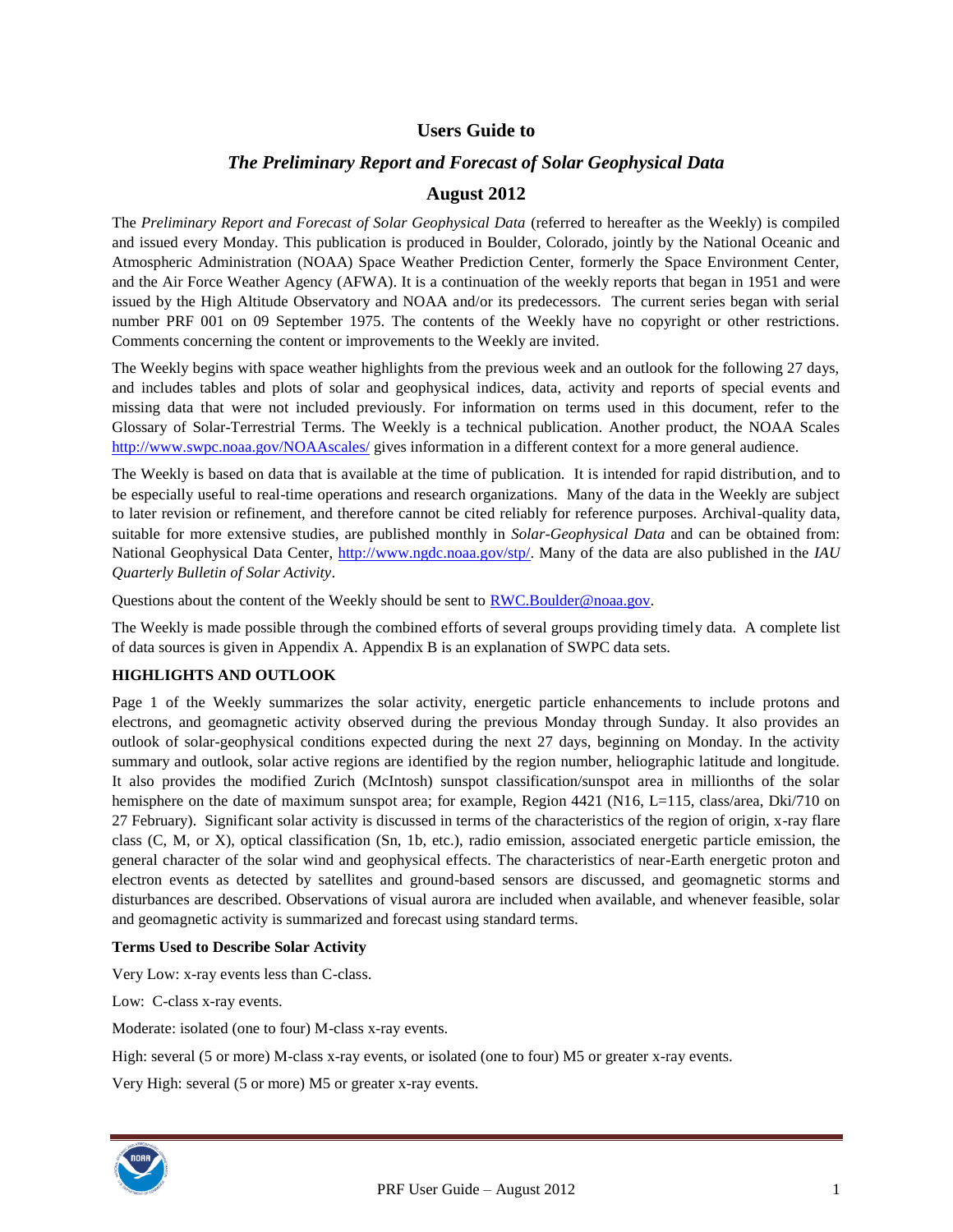# Users Guide to

## *The Preliminary Report and Forecast of Solar Geophysical Data*

## August 2012

The *Preliminary Report and Forecast of Solar Geophysical Data* (referred to hereafter as the Weekly) is compiled and issued every Monday. This publication is produced in Boulder, Colorado, jointly by the National Oceanic and Atmospheric Administration (NOAA) Space Weather Prediction Center, formerly the Space Environment Center, and the Air Force Weather Agency (AFWA). It is a continuation of the weekly reports that began in 1951 and were issued by the High Altitude Observatory and NOAA and/or its predecessors. The current series began with serial number PRF 001 on 09 September 1975. The contents of the Weekly have no copyright or other restrictions. Comments concerning the content or improvements to the Weekly are invited.

The Weekly begins with space weather highlights from the previous week and an outlook for the following 27 days, and includes tables and plots of solar and geophysical indices, data, activity and reports of special events and missing data that were not included previously. For information on terms used in this document, refer to the Glossary of Solar-Terrestrial Terms. The Weekly is a technical publication. Another product, the NOAA Scales http://www.swpc.noaa.gov/NOAAscales/ gives information in a different context for a more general audience.

The Weekly is based on data that is available at the time of publication. It is intended for rapid distribution, and to be especially useful to real-time operations and research organizations. Many of the data in the Weekly are subject to later revision or refinement, and therefore cannot be cited reliably for reference purposes. Archival-quality data, suitable for more extensive studies, are published monthly in *Solar-Geophysical Data* and can be obtained from: National Geophysical Data Center, http://www.ngdc.noaa.gov/stp/. Many of the data are also published in the *IAU Quarterly Bulletin of Solar Activity*.

Questions about the content of the Weekly should be sent to RWC.Boulder@noaa.gov.

The Weekly is made possible through the combined efforts of several groups providing timely data. A complete list of data sources is given in Appendix A. Appendix B is an explanation of SWPC data sets.

### HIGHLIGHTS AND OUTLOOK

Page 1 of the Weekly summarizes the solar activity, energetic particle enhancements to include protons and electrons, and geomagnetic activity observed during the previous Monday through Sunday. It also provides an outlook of solar-geophysical conditions expected during the next 27 days, beginning on Monday. In the activity summary and outlook, solar active regions are identified by the region number, heliographic latitude and longitude. It also provides the modified Zurich (McIntosh) sunspot classification/sunspot area in millionths of the solar hemisphere on the date of maximum sunspot area; for example, Region 4421 (N16, L=115, class/area, Dki/710 on 27 February). Significant solar activity is discussed in terms of the characteristics of the region of origin, x-ray flare class (C, M, or X), optical classification (Sn, 1b, etc.), radio emission, associated energetic particle emission, the general character of the solar wind and geophysical effects. The characteristics of near-Earth energetic proton and electron events as detected by satellites and ground-based sensors are discussed, and geomagnetic storms and disturbances are described. Observations of visual aurora are included when available, and whenever feasible, solar and geomagnetic activity is summarized and forecast using standard terms.

#### Terms Used to Describe Solar Activity

Very Low: x-ray events less than C-class.

Low: C-class x-ray events.

Moderate: isolated (one to four) M-class x-ray events.

High: several (5 or more) M-class x-ray events, or isolated (one to four) M5 or greater x-ray events.

Very High: several (5 or more) M5 or greater x-ray events.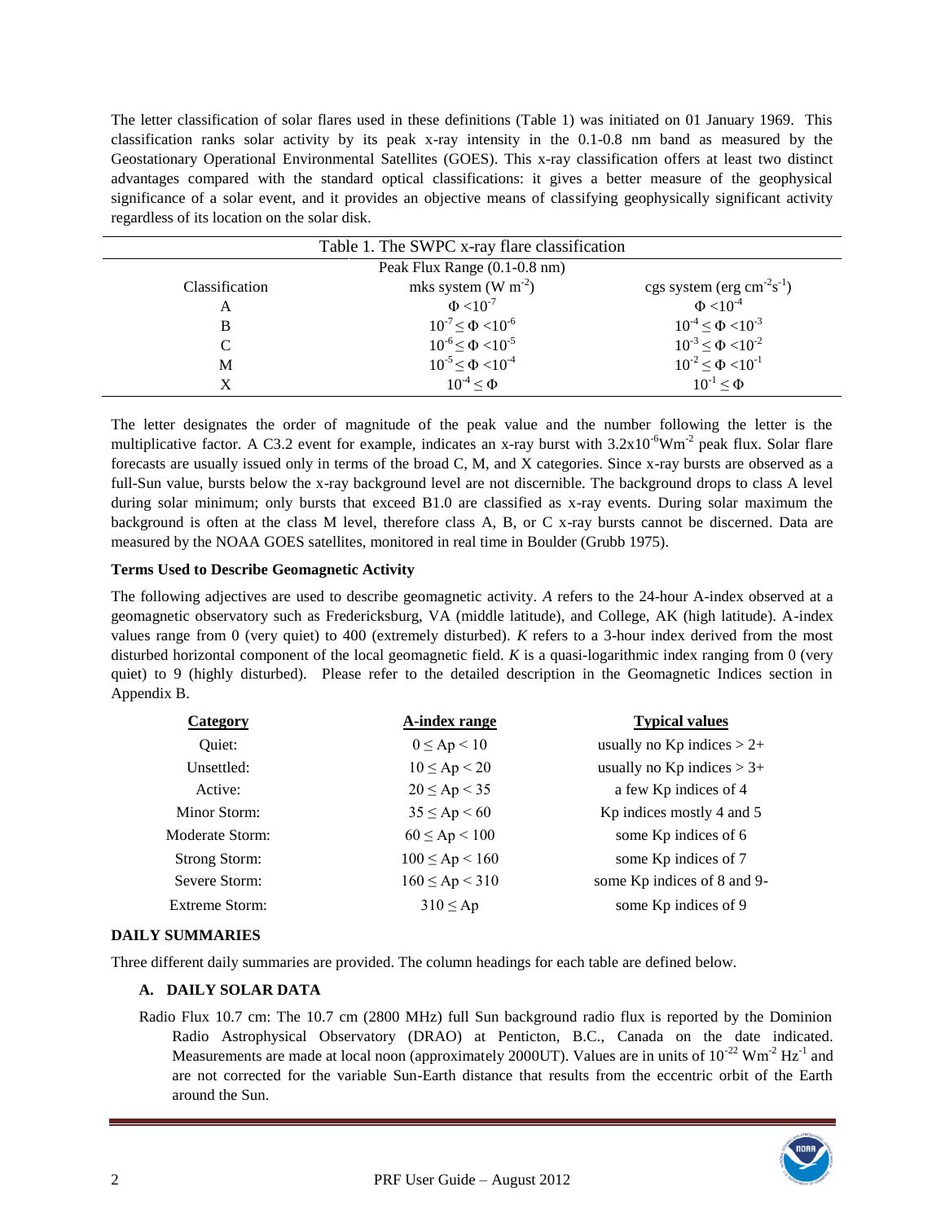The letter classification of solar flares used in these definitions (Table 1) was initiated on 01 January 1969. This classification ranks solar activity by its peak x-ray intensity in the 0.1-0.8 nm band as measured by the Geostationary Operational Environmental Satellites (GOES). This x-ray classification offers at least two distinct advantages compared with the standard optical classifications: it gives a better measure of the geophysical significance of a solar event, and it provides an objective means of classifying geophysically significant activity regardless of its location on the solar disk.

Table 1. The SWPC x-ray flare classification

| Classification | Peak Flux Range (0.1-0.8 nm) mks system ($W\ m^{-2}$) | cgs system ($erg\ cm^{-2}s^{-1}$) |
|---|---|---|
| A | $\Phi < 10^{-7}$ | $\Phi < 10^{-4}$ |
| B | $10^{-7} \leq \Phi < 10^{-6}$ | $10^{-4} \leq \Phi < 10^{-3}$ |
| C | $10^{-6} \leq \Phi < 10^{-5}$ | $10^{-3} \leq \Phi < 10^{-2}$ |
| M | $10^{-5} \leq \Phi < 10^{-4}$ | $10^{-2} \leq \Phi < 10^{-1}$ |
| X | $10^{-4} \leq \Phi$ | $10^{-1} \leq \Phi$ |

The letter designates the order of magnitude of the peak value and the number following the letter is the multiplicative factor. A C3.2 event for example, indicates an x-ray burst with $3.2\times10^{-6}Wm^{-2}$ peak flux. Solar flare forecasts are usually issued only in terms of the broad C, M, and X categories. Since x-ray bursts are observed as a full-Sun value, bursts below the x-ray background level are not discernible. The background drops to class A level during solar minimum; only bursts that exceed B1.0 are classified as x-ray events. During solar maximum the background is often at the class M level, therefore class A, B, or C x-ray bursts cannot be discerned. Data are measured by the NOAA GOES satellites, monitored in real time in Boulder (Grubb 1975).

**Terms Used to Describe Geomagnetic Activity**

The following adjectives are used to describe geomagnetic activity. *A* refers to the 24-hour A-index observed at a geomagnetic observatory such as Fredericksburg, VA (middle latitude), and College, AK (high latitude). A-index values range from 0 (very quiet) to 400 (extremely disturbed). *K* refers to a 3-hour index derived from the most disturbed horizontal component of the local geomagnetic field. *K* is a quasi-logarithmic index ranging from 0 (very quiet) to 9 (highly disturbed). Please refer to the detailed description in the Geomagnetic Indices section in Appendix B.

| Category | A-index range | Typical values |
|---|---|---|
| Quiet: | $0 \leq Ap < 10$ | usually no Kp indices > 2+ |
| Unsettled: | $10 \leq Ap < 20$ | usually no Kp indices > 3+ |
| Active: | $20 \leq Ap < 35$ | a few Kp indices of 4 |
| Minor Storm: | $35 \leq Ap < 60$ | Kp indices mostly 4 and 5 |
| Moderate Storm: | $60 \leq Ap < 100$ | some Kp indices of 6 |
| Strong Storm: | $100 \leq Ap < 160$ | some Kp indices of 7 |
| Severe Storm: | $160 \leq Ap < 310$ | some Kp indices of 8 and 9- |
| Extreme Storm: | $310 \leq Ap$ | some Kp indices of 9 |

**DAILY SUMMARIES**

Three different daily summaries are provided. The column headings for each table are defined below.

**A. DAILY SOLAR DATA**

Radio Flux 10.7 cm: The 10.7 cm (2800 MHz) full Sun background radio flux is reported by the Dominion Radio Astrophysical Observatory (DRAO) at Penticton, B.C., Canada on the date indicated. Measurements are made at local noon (approximately 2000UT). Values are in units of $10^{-22}\ Wm^{-2}\ Hz^{-1}$ and are not corrected for the variable Sun-Earth distance that results from the eccentric orbit of the Earth around the Sun.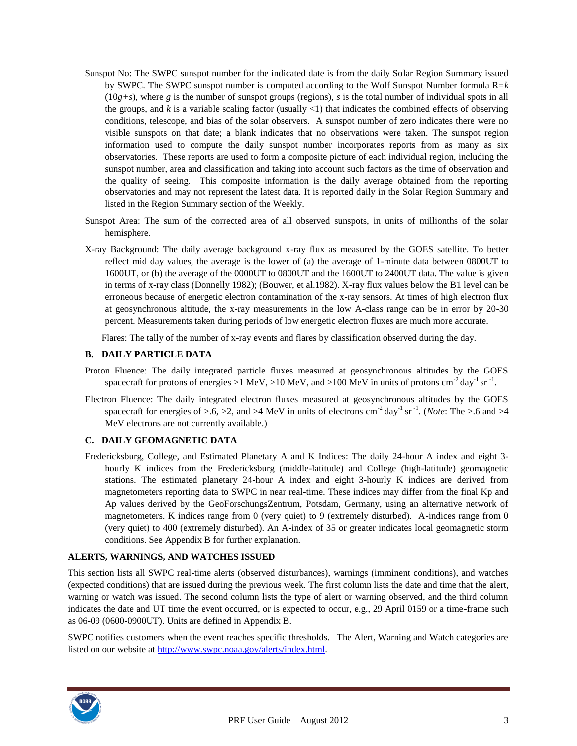Sunspot No: The SWPC sunspot number for the indicated date is from the daily Solar Region Summary issued by SWPC. The SWPC sunspot number is computed according to the Wolf Sunspot Number formula $R=k(10g+s)$, where $g$ is the number of sunspot groups (regions), $s$ is the total number of individual spots in all the groups, and $k$ is a variable scaling factor (usually <1) that indicates the combined effects of observing conditions, telescope, and bias of the solar observers. A sunspot number of zero indicates there were no visible sunspots on that date; a blank indicates that no observations were taken. The sunspot region information used to compute the daily sunspot number incorporates reports from as many as six observatories. These reports are used to form a composite picture of each individual region, including the sunspot number, area and classification and taking into account such factors as the time of observation and the quality of seeing. This composite information is the daily average obtained from the reporting observatories and may not represent the latest data. It is reported daily in the Solar Region Summary and listed in the Region Summary section of the Weekly.

Sunspot Area: The sum of the corrected area of all observed sunspots, in units of millionths of the solar hemisphere.

X-ray Background: The daily average background x-ray flux as measured by the GOES satellite. To better reflect mid day values, the average is the lower of (a) the average of 1-minute data between 0800UT to 1600UT, or (b) the average of the 0000UT to 0800UT and the 1600UT to 2400UT data. The value is given in terms of x-ray class (Donnelly 1982); (Bouwer, et al.1982). X-ray flux values below the B1 level can be erroneous because of energetic electron contamination of the x-ray sensors. At times of high electron flux at geosynchronous altitude, the x-ray measurements in the low A-class range can be in error by 20-30 percent. Measurements taken during periods of low energetic electron fluxes are much more accurate.

Flares: The tally of the number of x-ray events and flares by classification observed during the day.

### B. DAILY PARTICLE DATA

Proton Fluence: The daily integrated particle fluxes measured at geosynchronous altitudes by the GOES spacecraft for protons of energies >1 MeV, >10 MeV, and >100 MeV in units of protons $cm^{-2}\,day^{-1}\,sr^{-1}$.

Electron Fluence: The daily integrated electron fluxes measured at geosynchronous altitudes by the GOES spacecraft for energies of >.6, >2, and >4 MeV in units of electrons $cm^{-2}\,day^{-1}\,sr^{-1}$. (*Note*: The >.6 and >4 MeV electrons are not currently available.)

### C. DAILY GEOMAGNETIC DATA

Fredericksburg, College, and Estimated Planetary A and K Indices: The daily 24-hour A index and eight 3-hourly K indices from the Fredericksburg (middle-latitude) and College (high-latitude) geomagnetic stations. The estimated planetary 24-hour A index and eight 3-hourly K indices are derived from magnetometers reporting data to SWPC in near real-time. These indices may differ from the final Kp and Ap values derived by the GeoForschungsZentrum, Potsdam, Germany, using an alternative network of magnetometers. K indices range from 0 (very quiet) to 9 (extremely disturbed). A-indices range from 0 (very quiet) to 400 (extremely disturbed). An A-index of 35 or greater indicates local geomagnetic storm conditions. See Appendix B for further explanation.

## ALERTS, WARNINGS, AND WATCHES ISSUED

This section lists all SWPC real-time alerts (observed disturbances), warnings (imminent conditions), and watches (expected conditions) that are issued during the previous week. The first column lists the date and time that the alert, warning or watch was issued. The second column lists the type of alert or warning observed, and the third column indicates the date and UT time the event occurred, or is expected to occur, e.g., 29 April 0159 or a time-frame such as 06-09 (0600-0900UT). Units are defined in Appendix B.

SWPC notifies customers when the event reaches specific thresholds. The Alert, Warning and Watch categories are listed on our website at http://www.swpc.noaa.gov/alerts/index.html.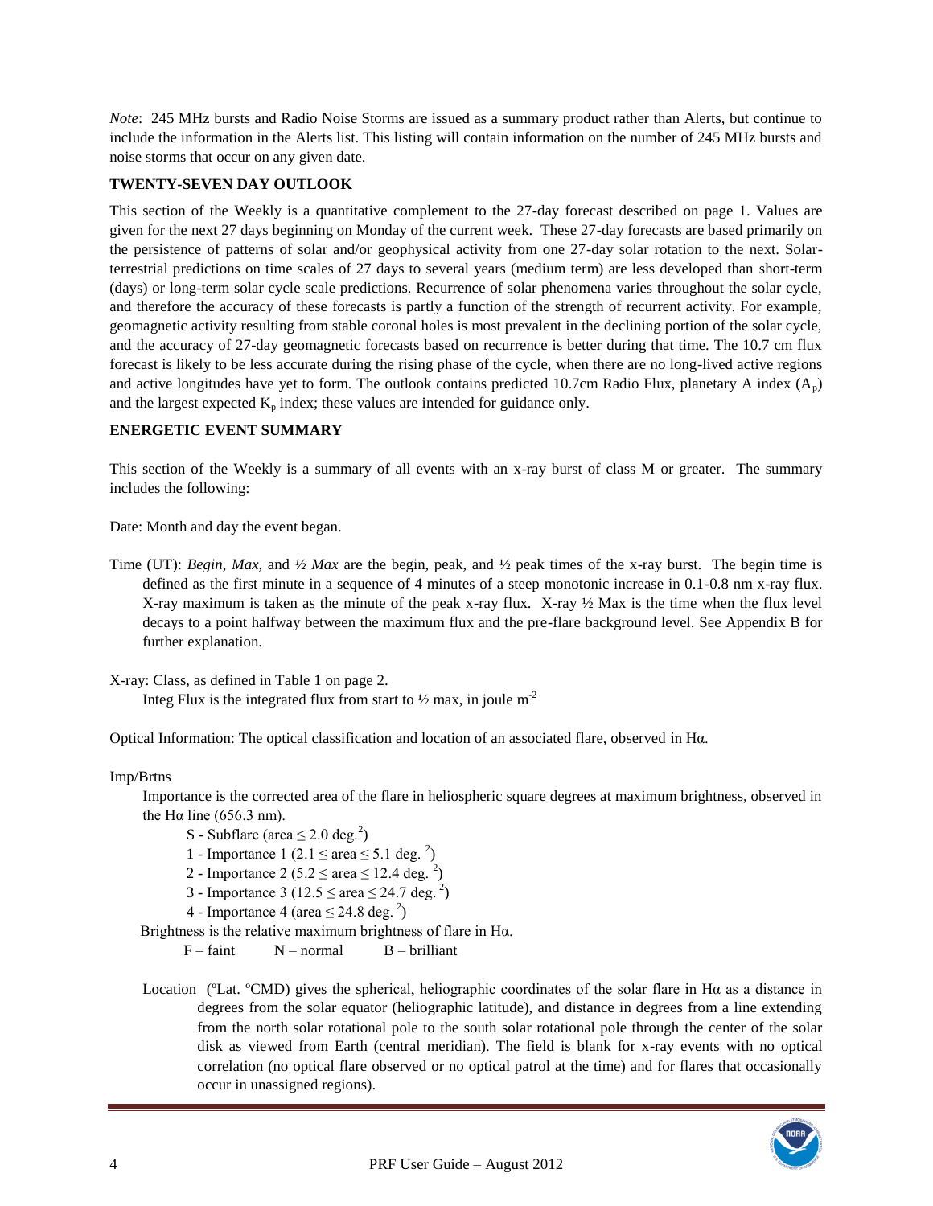*Note*: 245 MHz bursts and Radio Noise Storms are issued as a summary product rather than Alerts, but continue to include the information in the Alerts list. This listing will contain information on the number of 245 MHz bursts and noise storms that occur on any given date.

**TWENTY-SEVEN DAY OUTLOOK**

This section of the Weekly is a quantitative complement to the 27-day forecast described on page 1. Values are given for the next 27 days beginning on Monday of the current week. These 27-day forecasts are based primarily on the persistence of patterns of solar and/or geophysical activity from one 27-day solar rotation to the next. Solar-terrestrial predictions on time scales of 27 days to several years (medium term) are less developed than short-term (days) or long-term solar cycle scale predictions. Recurrence of solar phenomena varies throughout the solar cycle, and therefore the accuracy of these forecasts is partly a function of the strength of recurrent activity. For example, geomagnetic activity resulting from stable coronal holes is most prevalent in the declining portion of the solar cycle, and the accuracy of 27-day geomagnetic forecasts based on recurrence is better during that time. The 10.7 cm flux forecast is likely to be less accurate during the rising phase of the cycle, when there are no long-lived active regions and active longitudes have yet to form. The outlook contains predicted 10.7cm Radio Flux, planetary A index ($A_p$) and the largest expected $K_p$ index; these values are intended for guidance only.

**ENERGETIC EVENT SUMMARY**

This section of the Weekly is a summary of all events with an x-ray burst of class M or greater. The summary includes the following:

Date: Month and day the event began.

Time (UT): *Begin*, *Max*, and *½ Max* are the begin, peak, and ½ peak times of the x-ray burst. The begin time is defined as the first minute in a sequence of 4 minutes of a steep monotonic increase in 0.1-0.8 nm x-ray flux. X-ray maximum is taken as the minute of the peak x-ray flux. X-ray ½ Max is the time when the flux level decays to a point halfway between the maximum flux and the pre-flare background level. See Appendix B for further explanation.

X-ray: Class, as defined in Table 1 on page 2.
Integ Flux is the integrated flux from start to ½ max, in joule $m^{-2}$

Optical Information: The optical classification and location of an associated flare, observed in Hα.

Imp/Brtns

Importance is the corrected area of the flare in heliospheric square degrees at maximum brightness, observed in the Hα line (656.3 nm).

- S - Subflare (area $\leq$ 2.0 deg.$^2$)
- 1 - Importance 1 (2.1 $\leq$ area $\leq$ 5.1 deg. $^2$)
- 2 - Importance 2 (5.2 $\leq$ area $\leq$ 12.4 deg. $^2$)
- 3 - Importance 3 (12.5 $\leq$ area $\leq$ 24.7 deg. $^2$)
- 4 - Importance 4 (area $\leq$ 24.8 deg. $^2$)

Brightness is the relative maximum brightness of flare in Hα.

F – faint  N – normal  B – brilliant

Location (ºLat. ºCMD) gives the spherical, heliographic coordinates of the solar flare in Hα as a distance in degrees from the solar equator (heliographic latitude), and distance in degrees from a line extending from the north solar rotational pole to the south solar rotational pole through the center of the solar disk as viewed from Earth (central meridian). The field is blank for x-ray events with no optical correlation (no optical flare observed or no optical patrol at the time) and for flares that occasionally occur in unassigned regions).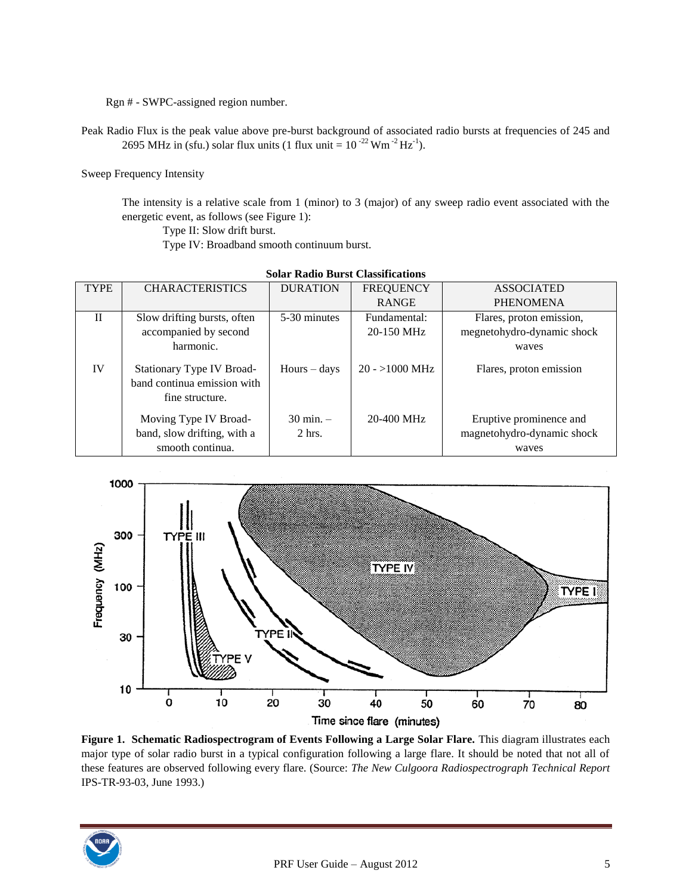Rgn # - SWPC-assigned region number.

Peak Radio Flux is the peak value above pre-burst background of associated radio bursts at frequencies of 245 and 2695 MHz in (sfu.) solar flux units (1 flux unit = $10^{-22}$ $Wm^{-2}$ $Hz^{-1}$).

Sweep Frequency Intensity

The intensity is a relative scale from 1 (minor) to 3 (major) of any sweep radio event associated with the energetic event, as follows (see Figure 1):

Type II: Slow drift burst.

Type IV: Broadband smooth continuum burst.

**Solar Radio Burst Classifications**

| TYPE | CHARACTERISTICS | DURATION | FREQUENCY RANGE | ASSOCIATED PHENOMENA |
|---|---|---|---|---|
| II | Slow drifting bursts, often accompanied by second harmonic. | 5-30 minutes | Fundamental: 20-150 MHz | Flares, proton emission, megnetohydro-dynamic shock waves |
| IV | Stationary Type IV Broad-band continua emission with fine structure. | Hours – days | 20 - >1000 MHz | Flares, proton emission |
| | Moving Type IV Broad-band, slow drifting, with a smooth continua. | 30 min. – 2 hrs. | 20-400 MHz | Eruptive prominence and magnetohydro-dynamic shock waves |

**Figure 1. Schematic Radiospectrogram of Events Following a Large Solar Flare.** This diagram illustrates each major type of solar radio burst in a typical configuration following a large flare. It should be noted that not all of these features are observed following every flare. (Source: *The New Culgoora Radiospectrograph Technical Report* IPS-TR-93-03, June 1993.)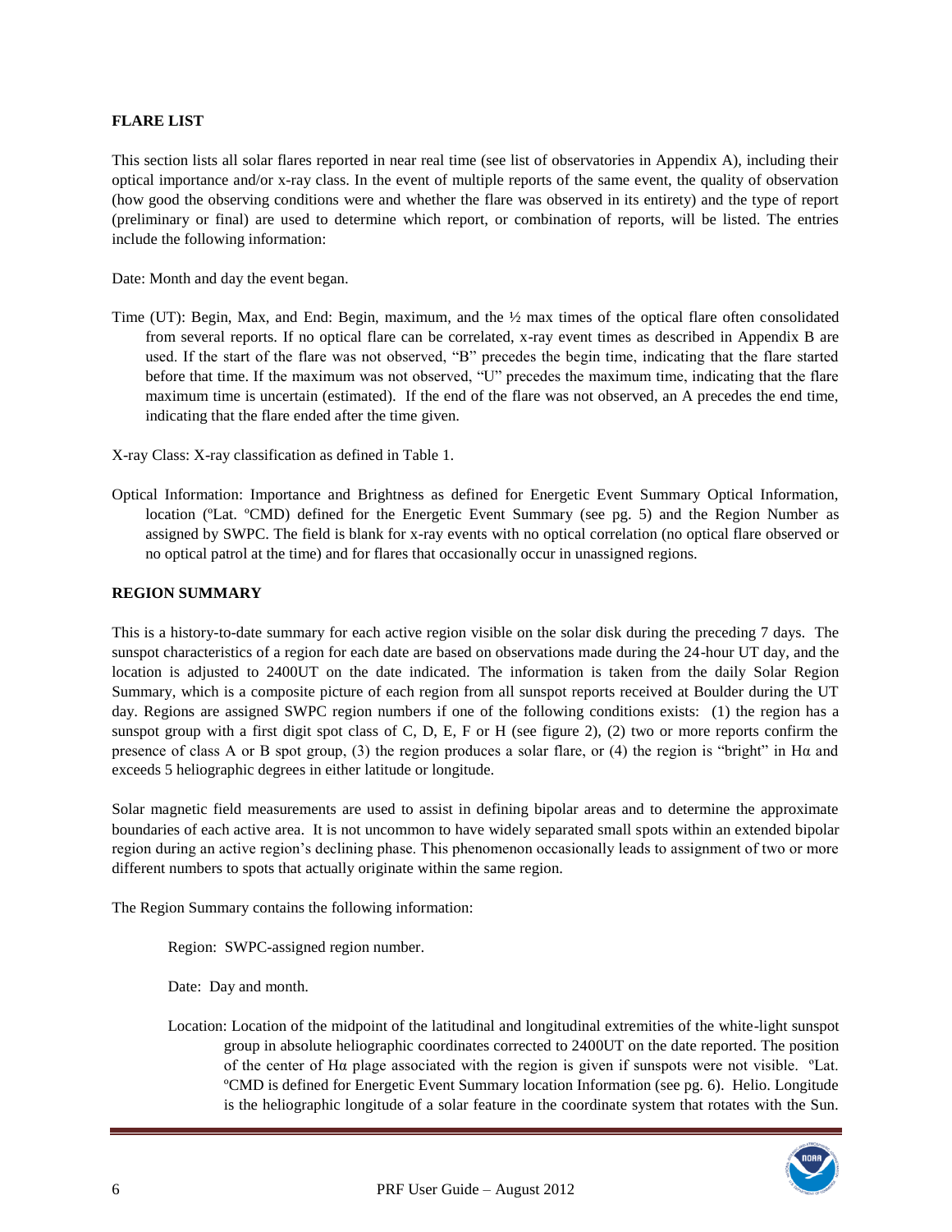**FLARE LIST**

This section lists all solar flares reported in near real time (see list of observatories in Appendix A), including their optical importance and/or x-ray class. In the event of multiple reports of the same event, the quality of observation (how good the observing conditions were and whether the flare was observed in its entirety) and the type of report (preliminary or final) are used to determine which report, or combination of reports, will be listed. The entries include the following information:

Date: Month and day the event began.

Time (UT): Begin, Max, and End: Begin, maximum, and the ½ max times of the optical flare often consolidated from several reports. If no optical flare can be correlated, x-ray event times as described in Appendix B are used. If the start of the flare was not observed, "B" precedes the begin time, indicating that the flare started before that time. If the maximum was not observed, "U" precedes the maximum time, indicating that the flare maximum time is uncertain (estimated). If the end of the flare was not observed, an A precedes the end time, indicating that the flare ended after the time given.

X-ray Class: X-ray classification as defined in Table 1.

Optical Information: Importance and Brightness as defined for Energetic Event Summary Optical Information, location (ºLat. ºCMD) defined for the Energetic Event Summary (see pg. 5) and the Region Number as assigned by SWPC. The field is blank for x-ray events with no optical correlation (no optical flare observed or no optical patrol at the time) and for flares that occasionally occur in unassigned regions.

**REGION SUMMARY**

This is a history-to-date summary for each active region visible on the solar disk during the preceding 7 days. The sunspot characteristics of a region for each date are based on observations made during the 24-hour UT day, and the location is adjusted to 2400UT on the date indicated. The information is taken from the daily Solar Region Summary, which is a composite picture of each region from all sunspot reports received at Boulder during the UT day. Regions are assigned SWPC region numbers if one of the following conditions exists: (1) the region has a sunspot group with a first digit spot class of C, D, E, F or H (see figure 2), (2) two or more reports confirm the presence of class A or B spot group, (3) the region produces a solar flare, or (4) the region is "bright" in Hα and exceeds 5 heliographic degrees in either latitude or longitude.

Solar magnetic field measurements are used to assist in defining bipolar areas and to determine the approximate boundaries of each active area. It is not uncommon to have widely separated small spots within an extended bipolar region during an active region's declining phase. This phenomenon occasionally leads to assignment of two or more different numbers to spots that actually originate within the same region.

The Region Summary contains the following information:

Region: SWPC-assigned region number.

Date: Day and month.

Location: Location of the midpoint of the latitudinal and longitudinal extremities of the white-light sunspot group in absolute heliographic coordinates corrected to 2400UT on the date reported. The position of the center of Hα plage associated with the region is given if sunspots were not visible. ºLat. ºCMD is defined for Energetic Event Summary location Information (see pg. 6). Helio. Longitude is the heliographic longitude of a solar feature in the coordinate system that rotates with the Sun.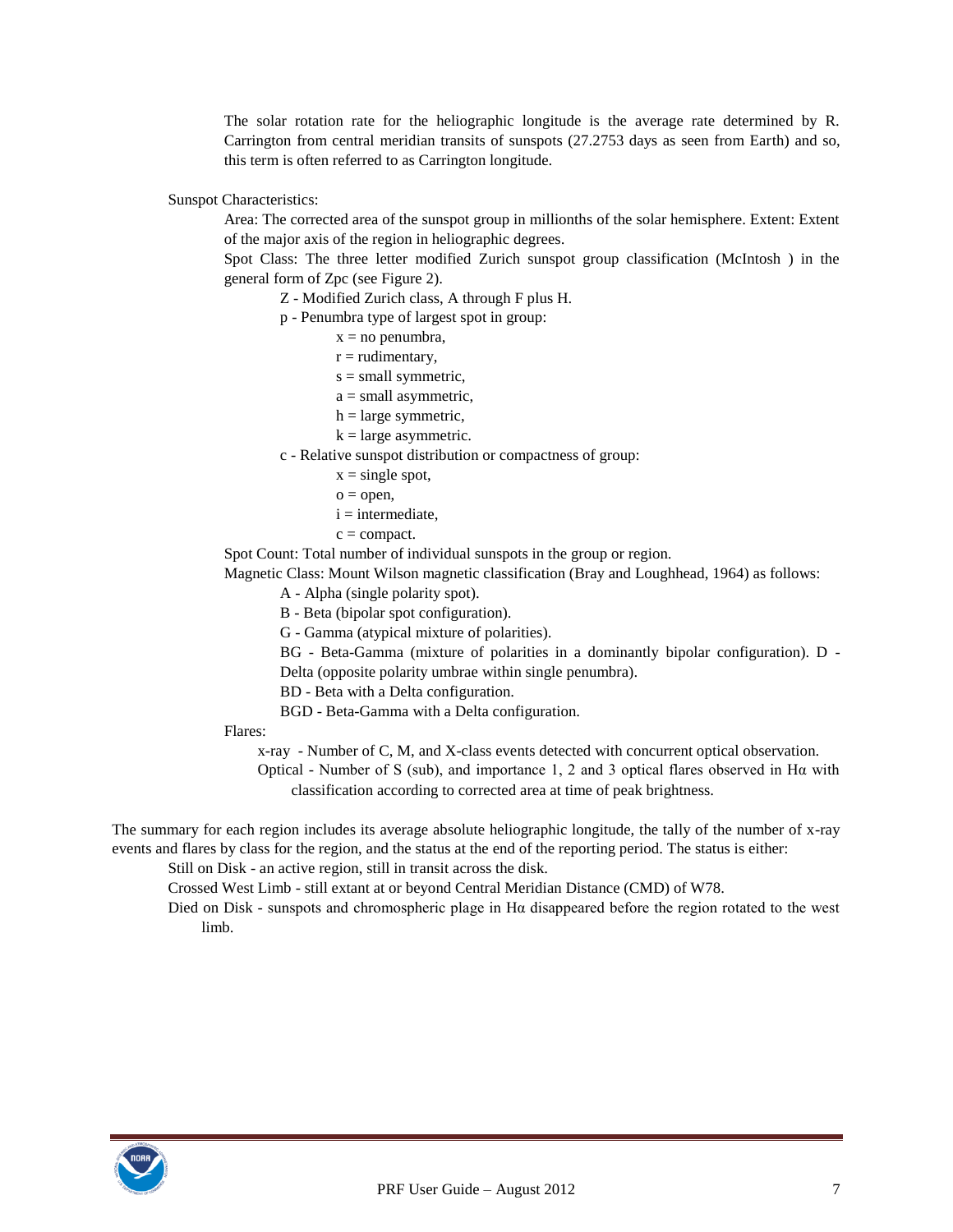The solar rotation rate for the heliographic longitude is the average rate determined by R. Carrington from central meridian transits of sunspots (27.2753 days as seen from Earth) and so, this term is often referred to as Carrington longitude.

Sunspot Characteristics:

Area: The corrected area of the sunspot group in millionths of the solar hemisphere. Extent: Extent of the major axis of the region in heliographic degrees.

Spot Class: The three letter modified Zurich sunspot group classification (McIntosh ) in the general form of Zpc (see Figure 2).

- Z - Modified Zurich class, A through F plus H.
- p - Penumbra type of largest spot in group:
  - x = no penumbra,
  - r = rudimentary,
  - s = small symmetric,
  - a = small asymmetric,
  - h = large symmetric,
  - k = large asymmetric.
- c - Relative sunspot distribution or compactness of group:
  - x = single spot,
  - o = open,
  - i = intermediate,
  - c = compact.

Spot Count: Total number of individual sunspots in the group or region.

Magnetic Class: Mount Wilson magnetic classification (Bray and Loughhead, 1964) as follows:

- A - Alpha (single polarity spot).
- B - Beta (bipolar spot configuration).
- G - Gamma (atypical mixture of polarities).
- BG - Beta-Gamma (mixture of polarities in a dominantly bipolar configuration). D - Delta (opposite polarity umbrae within single penumbra).
- BD - Beta with a Delta configuration.
- BGD - Beta-Gamma with a Delta configuration.

Flares:

- x-ray - Number of C, M, and X-class events detected with concurrent optical observation.
- Optical - Number of S (sub), and importance 1, 2 and 3 optical flares observed in Hα with classification according to corrected area at time of peak brightness.

The summary for each region includes its average absolute heliographic longitude, the tally of the number of x-ray events and flares by class for the region, and the status at the end of the reporting period. The status is either:

- Still on Disk - an active region, still in transit across the disk.
- Crossed West Limb - still extant at or beyond Central Meridian Distance (CMD) of W78.
- Died on Disk - sunspots and chromospheric plage in Hα disappeared before the region rotated to the west limb.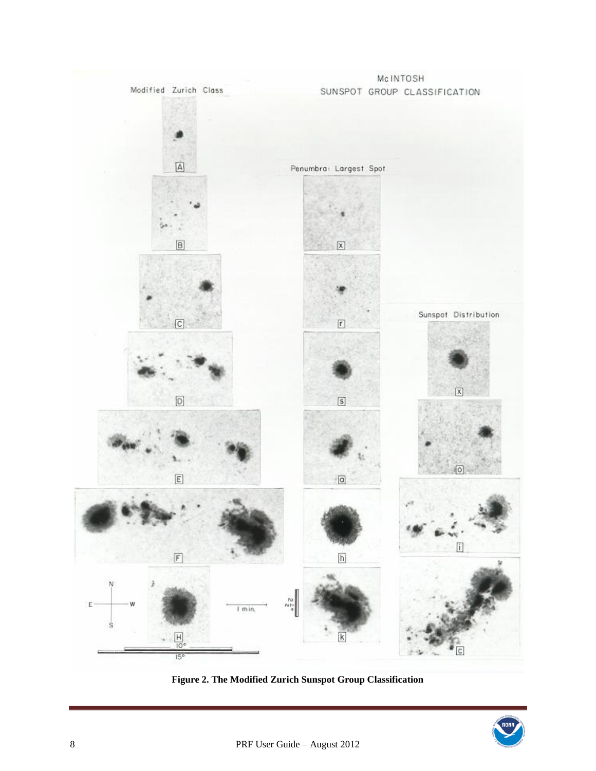**Figure 2. The Modified Zurich Sunspot Group Classification**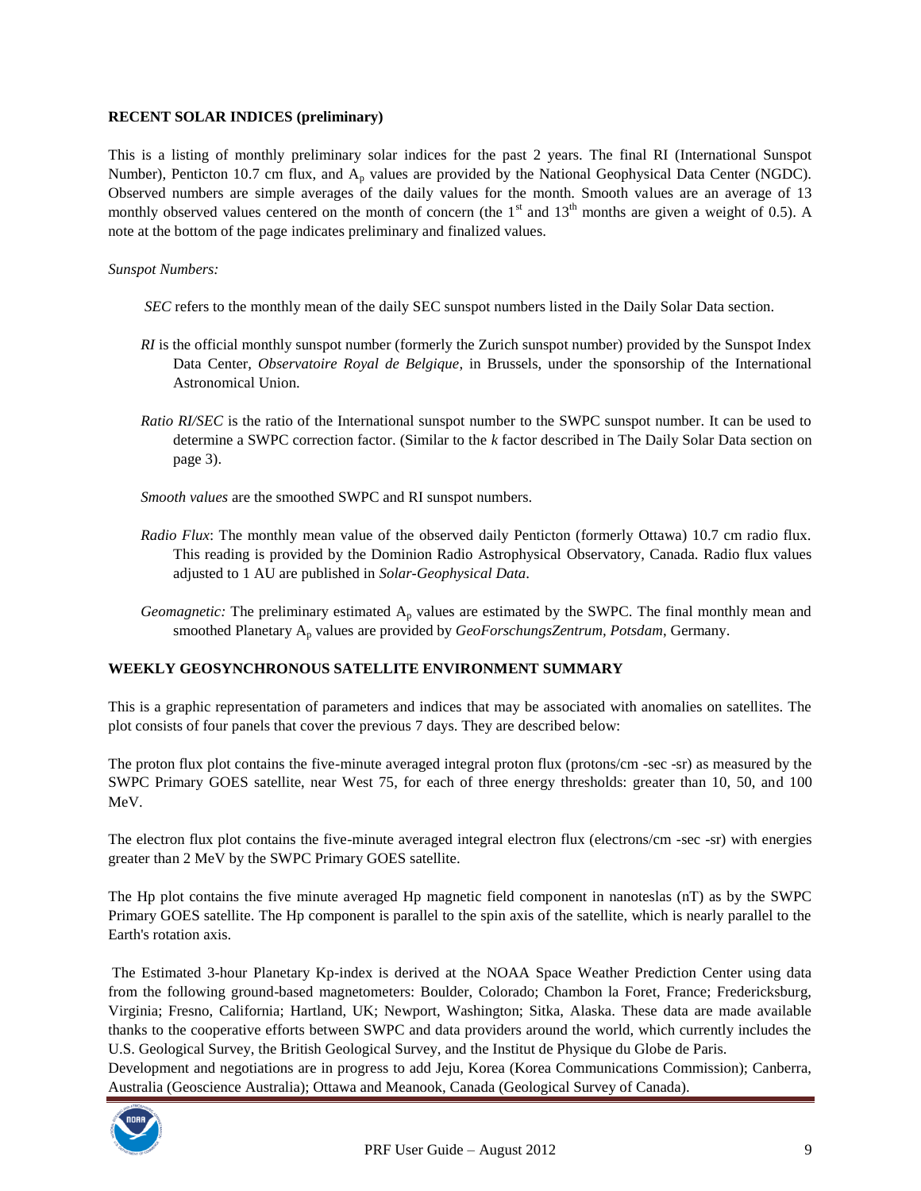## RECENT SOLAR INDICES (preliminary)

This is a listing of monthly preliminary solar indices for the past 2 years. The final RI (International Sunspot Number), Penticton 10.7 cm flux, and $A_p$ values are provided by the National Geophysical Data Center (NGDC). Observed numbers are simple averages of the daily values for the month. Smooth values are an average of 13 monthly observed values centered on the month of concern (the 1st and 13th months are given a weight of 0.5). A note at the bottom of the page indicates preliminary and finalized values.

*Sunspot Numbers:*

*SEC* refers to the monthly mean of the daily SEC sunspot numbers listed in the Daily Solar Data section.

*RI* is the official monthly sunspot number (formerly the Zurich sunspot number) provided by the Sunspot Index Data Center, *Observatoire Royal de Belgique*, in Brussels, under the sponsorship of the International Astronomical Union.

*Ratio RI/SEC* is the ratio of the International sunspot number to the SWPC sunspot number. It can be used to determine a SWPC correction factor. (Similar to the *k* factor described in The Daily Solar Data section on page 3).

*Smooth values* are the smoothed SWPC and RI sunspot numbers.

*Radio Flux*: The monthly mean value of the observed daily Penticton (formerly Ottawa) 10.7 cm radio flux. This reading is provided by the Dominion Radio Astrophysical Observatory, Canada. Radio flux values adjusted to 1 AU are published in *Solar-Geophysical Data*.

*Geomagnetic:* The preliminary estimated $A_p$ values are estimated by the SWPC. The final monthly mean and smoothed Planetary $A_p$ values are provided by *GeoForschungsZentrum, Potsdam*, Germany.

## WEEKLY GEOSYNCHRONOUS SATELLITE ENVIRONMENT SUMMARY

This is a graphic representation of parameters and indices that may be associated with anomalies on satellites. The plot consists of four panels that cover the previous 7 days. They are described below:

The proton flux plot contains the five-minute averaged integral proton flux (protons/cm -sec -sr) as measured by the SWPC Primary GOES satellite, near West 75, for each of three energy thresholds: greater than 10, 50, and 100 MeV.

The electron flux plot contains the five-minute averaged integral electron flux (electrons/cm -sec -sr) with energies greater than 2 MeV by the SWPC Primary GOES satellite.

The Hp plot contains the five minute averaged Hp magnetic field component in nanoteslas (nT) as by the SWPC Primary GOES satellite. The Hp component is parallel to the spin axis of the satellite, which is nearly parallel to the Earth's rotation axis.

The Estimated 3-hour Planetary Kp-index is derived at the NOAA Space Weather Prediction Center using data from the following ground-based magnetometers: Boulder, Colorado; Chambon la Foret, France; Fredericksburg, Virginia; Fresno, California; Hartland, UK; Newport, Washington; Sitka, Alaska. These data are made available thanks to the cooperative efforts between SWPC and data providers around the world, which currently includes the U.S. Geological Survey, the British Geological Survey, and the Institut de Physique du Globe de Paris.
Development and negotiations are in progress to add Jeju, Korea (Korea Communications Commission); Canberra, Australia (Geoscience Australia); Ottawa and Meanook, Canada (Geological Survey of Canada).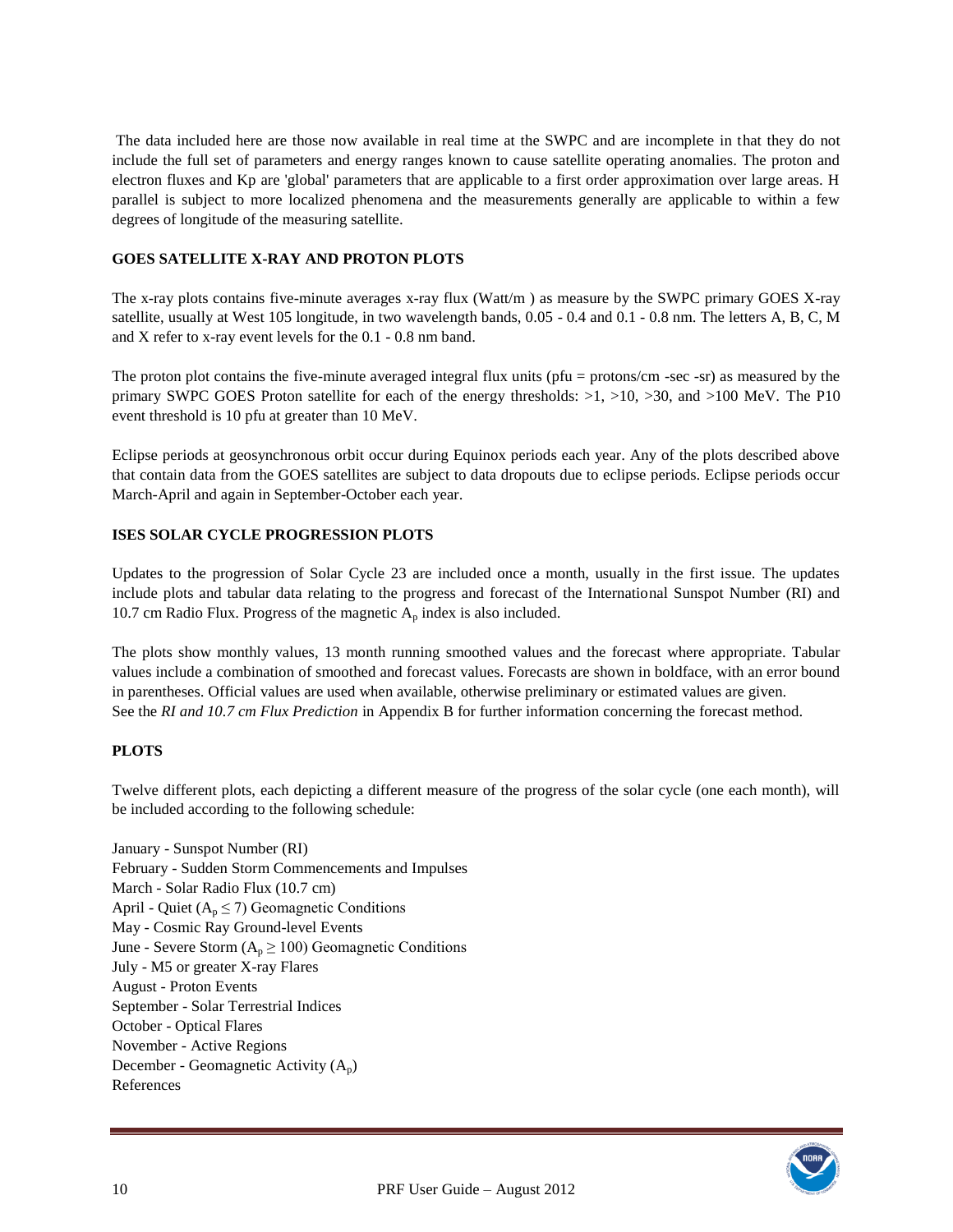The data included here are those now available in real time at the SWPC and are incomplete in that they do not include the full set of parameters and energy ranges known to cause satellite operating anomalies. The proton and electron fluxes and Kp are 'global' parameters that are applicable to a first order approximation over large areas. H parallel is subject to more localized phenomena and the measurements generally are applicable to within a few degrees of longitude of the measuring satellite.

**GOES SATELLITE X-RAY AND PROTON PLOTS**

The x-ray plots contains five-minute averages x-ray flux (Watt/m ) as measure by the SWPC primary GOES X-ray satellite, usually at West 105 longitude, in two wavelength bands, 0.05 - 0.4 and 0.1 - 0.8 nm. The letters A, B, C, M and X refer to x-ray event levels for the 0.1 - 0.8 nm band.

The proton plot contains the five-minute averaged integral flux units (pfu = protons/cm -sec -sr) as measured by the primary SWPC GOES Proton satellite for each of the energy thresholds: >1, >10, >30, and >100 MeV. The P10 event threshold is 10 pfu at greater than 10 MeV.

Eclipse periods at geosynchronous orbit occur during Equinox periods each year. Any of the plots described above that contain data from the GOES satellites are subject to data dropouts due to eclipse periods. Eclipse periods occur March-April and again in September-October each year.

**ISES SOLAR CYCLE PROGRESSION PLOTS**

Updates to the progression of Solar Cycle 23 are included once a month, usually in the first issue. The updates include plots and tabular data relating to the progress and forecast of the International Sunspot Number (RI) and 10.7 cm Radio Flux. Progress of the magnetic $A_p$ index is also included.

The plots show monthly values, 13 month running smoothed values and the forecast where appropriate. Tabular values include a combination of smoothed and forecast values. Forecasts are shown in boldface, with an error bound in parentheses. Official values are used when available, otherwise preliminary or estimated values are given.
See the *RI and 10.7 cm Flux Prediction* in Appendix B for further information concerning the forecast method.

**PLOTS**

Twelve different plots, each depicting a different measure of the progress of the solar cycle (one each month), will be included according to the following schedule:

January - Sunspot Number (RI)
February - Sudden Storm Commencements and Impulses
March - Solar Radio Flux (10.7 cm)
April - Quiet ($A_p \leq 7$) Geomagnetic Conditions
May - Cosmic Ray Ground-level Events
June - Severe Storm ($A_p \geq 100$) Geomagnetic Conditions
July - M5 or greater X-ray Flares
August - Proton Events
September - Solar Terrestrial Indices
October - Optical Flares
November - Active Regions
December - Geomagnetic Activity ($A_p$)
References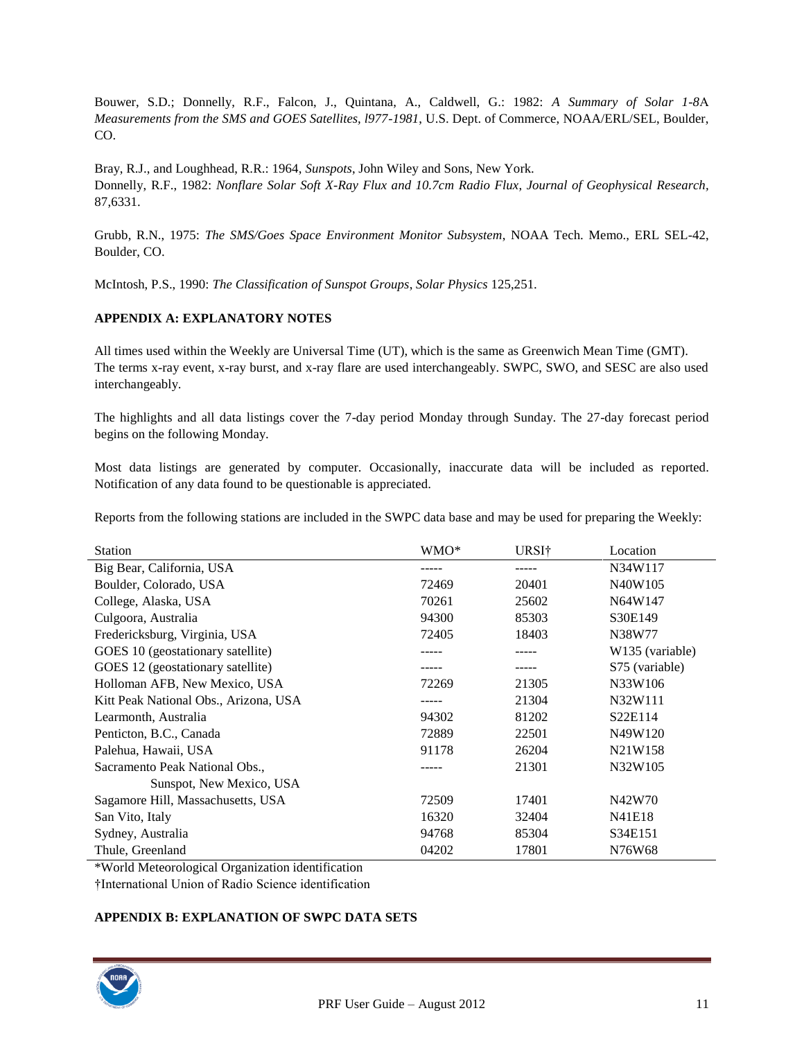Bouwer, S.D.; Donnelly, R.F., Falcon, J., Quintana, A., Caldwell, G.: 1982: *A Summary of Solar 1-8*A *Measurements from the SMS and GOES Satellites, l977-1981*, U.S. Dept. of Commerce, NOAA/ERL/SEL, Boulder, CO.

Bray, R.J., and Loughhead, R.R.: 1964, *Sunspots*, John Wiley and Sons, New York.
Donnelly, R.F., 1982: *Nonflare Solar Soft X-Ray Flux and 10.7cm Radio Flux, Journal of Geophysical Research,* 87,6331.

Grubb, R.N., 1975: *The SMS/Goes Space Environment Monitor Subsystem*, NOAA Tech. Memo., ERL SEL-42, Boulder, CO.

McIntosh, P.S., 1990: *The Classification of Sunspot Groups, Solar Physics* 125,251.

## APPENDIX A: EXPLANATORY NOTES

All times used within the Weekly are Universal Time (UT), which is the same as Greenwich Mean Time (GMT).
The terms x-ray event, x-ray burst, and x-ray flare are used interchangeably. SWPC, SWO, and SESC are also used interchangeably.

The highlights and all data listings cover the 7-day period Monday through Sunday. The 27-day forecast period begins on the following Monday.

Most data listings are generated by computer. Occasionally, inaccurate data will be included as reported. Notification of any data found to be questionable is appreciated.

Reports from the following stations are included in the SWPC data base and may be used for preparing the Weekly:

| Station | WMO* | URSI† | Location |
|---|---|---|---|
| Big Bear, California, USA | ----- | ----- | N34W117 |
| Boulder, Colorado, USA | 72469 | 20401 | N40W105 |
| College, Alaska, USA | 70261 | 25602 | N64W147 |
| Culgoora, Australia | 94300 | 85303 | S30E149 |
| Fredericksburg, Virginia, USA | 72405 | 18403 | N38W77 |
| GOES 10 (geostationary satellite) | ----- | ----- | W135 (variable) |
| GOES 12 (geostationary satellite) | ----- | ----- | S75 (variable) |
| Holloman AFB, New Mexico, USA | 72269 | 21305 | N33W106 |
| Kitt Peak National Obs., Arizona, USA | ----- | 21304 | N32W111 |
| Learmonth, Australia | 94302 | 81202 | S22E114 |
| Penticton, B.C., Canada | 72889 | 22501 | N49W120 |
| Palehua, Hawaii, USA | 91178 | 26204 | N21W158 |
| Sacramento Peak National Obs., Sunspot, New Mexico, USA | ----- | 21301 | N32W105 |
| Sagamore Hill, Massachusetts, USA | 72509 | 17401 | N42W70 |
| San Vito, Italy | 16320 | 32404 | N41E18 |
| Sydney, Australia | 94768 | 85304 | S34E151 |
| Thule, Greenland | 04202 | 17801 | N76W68 |

*World Meteorological Organization identification
†International Union of Radio Science identification

## APPENDIX B: EXPLANATION OF SWPC DATA SETS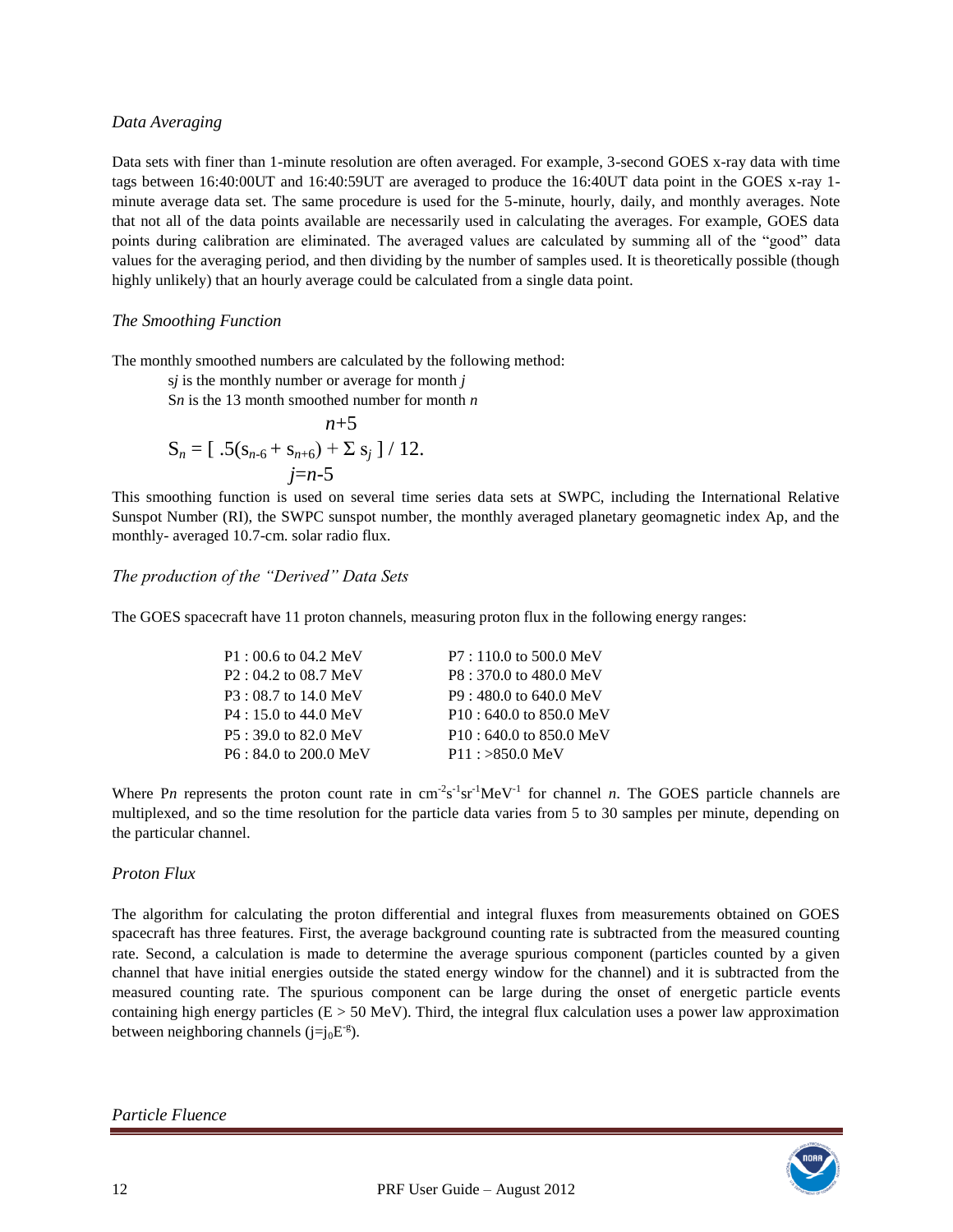### *Data Averaging*

Data sets with finer than 1-minute resolution are often averaged. For example, 3-second GOES x-ray data with time tags between 16:40:00UT and 16:40:59UT are averaged to produce the 16:40UT data point in the GOES x-ray 1-minute average data set. The same procedure is used for the 5-minute, hourly, daily, and monthly averages. Note that not all of the data points available are necessarily used in calculating the averages. For example, GOES data points during calibration are eliminated. The averaged values are calculated by summing all of the "good" data values for the averaging period, and then dividing by the number of samples used. It is theoretically possible (though highly unlikely) that an hourly average could be calculated from a single data point.

### *The Smoothing Function*

The monthly smoothed numbers are calculated by the following method:

> s*j* is the monthly number or average for month *j*
>
> S*n* is the 13 month smoothed number for month *n*

$$S_n = [\ .5(s_{n-6} + s_{n+6}) + \sum_{j=n-5}^{n+5} s_j\ ] \ /\ 12.$$

This smoothing function is used on several time series data sets at SWPC, including the International Relative Sunspot Number (RI), the SWPC sunspot number, the monthly averaged planetary geomagnetic index Ap, and the monthly- averaged 10.7-cm. solar radio flux.

### *The production of the "Derived" Data Sets*

The GOES spacecraft have 11 proton channels, measuring proton flux in the following energy ranges:

| | |
|---|---|
| P1 : 00.6 to 04.2 MeV | P7 : 110.0 to 500.0 MeV |
| P2 : 04.2 to 08.7 MeV | P8 : 370.0 to 480.0 MeV |
| P3 : 08.7 to 14.0 MeV | P9 : 480.0 to 640.0 MeV |
| P4 : 15.0 to 44.0 MeV | P10 : 640.0 to 850.0 MeV |
| P5 : 39.0 to 82.0 MeV | P10 : 640.0 to 850.0 MeV |
| P6 : 84.0 to 200.0 MeV | P11 : >850.0 MeV |

Where P*n* represents the proton count rate in $cm^{-2}s^{-1}sr^{-1}MeV^{-1}$ for channel *n*. The GOES particle channels are multiplexed, and so the time resolution for the particle data varies from 5 to 30 samples per minute, depending on the particular channel.

### *Proton Flux*

The algorithm for calculating the proton differential and integral fluxes from measurements obtained on GOES spacecraft has three features. First, the average background counting rate is subtracted from the measured counting rate. Second, a calculation is made to determine the average spurious component (particles counted by a given channel that have initial energies outside the stated energy window for the channel) and it is subtracted from the measured counting rate. The spurious component can be large during the onset of energetic particle events containing high energy particles (E > 50 MeV). Third, the integral flux calculation uses a power law approximation between neighboring channels ($j=j_0E^{-8}$).

### *Particle Fluence*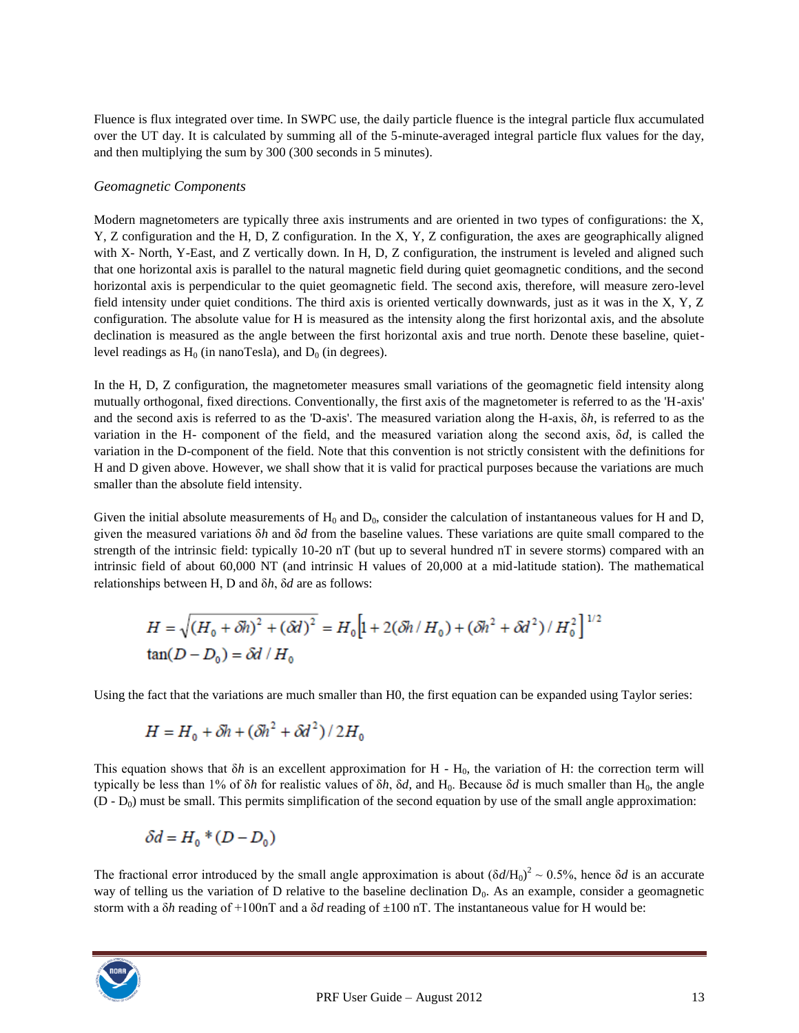Fluence is flux integrated over time. In SWPC use, the daily particle fluence is the integral particle flux accumulated over the UT day. It is calculated by summing all of the 5-minute-averaged integral particle flux values for the day, and then multiplying the sum by 300 (300 seconds in 5 minutes).

### *Geomagnetic Components*

Modern magnetometers are typically three axis instruments and are oriented in two types of configurations: the X, Y, Z configuration and the H, D, Z configuration. In the X, Y, Z configuration, the axes are geographically aligned with X- North, Y-East, and Z vertically down. In H, D, Z configuration, the instrument is leveled and aligned such that one horizontal axis is parallel to the natural magnetic field during quiet geomagnetic conditions, and the second horizontal axis is perpendicular to the quiet geomagnetic field. The second axis, therefore, will measure zero-level field intensity under quiet conditions. The third axis is oriented vertically downwards, just as it was in the X, Y, Z configuration. The absolute value for H is measured as the intensity along the first horizontal axis, and the absolute declination is measured as the angle between the first horizontal axis and true north. Denote these baseline, quiet-level readings as $H_0$ (in nanoTesla), and $D_0$ (in degrees).

In the H, D, Z configuration, the magnetometer measures small variations of the geomagnetic field intensity along mutually orthogonal, fixed directions. Conventionally, the first axis of the magnetometer is referred to as the 'H-axis' and the second axis is referred to as the 'D-axis'. The measured variation along the H-axis, $\delta h$, is referred to as the variation in the H- component of the field, and the measured variation along the second axis, $\delta d$, is called the variation in the D-component of the field. Note that this convention is not strictly consistent with the definitions for H and D given above. However, we shall show that it is valid for practical purposes because the variations are much smaller than the absolute field intensity.

Given the initial absolute measurements of $H_0$ and $D_0$, consider the calculation of instantaneous values for H and D, given the measured variations $\delta h$ and $\delta d$ from the baseline values. These variations are quite small compared to the strength of the intrinsic field: typically 10-20 nT (but up to several hundred nT in severe storms) compared with an intrinsic field of about 60,000 NT (and intrinsic H values of 20,000 at a mid-latitude station). The mathematical relationships between H, D and $\delta h$, $\delta d$ are as follows:

$$H = \sqrt{(H_0 + \delta h)^2 + (\delta d)^2} = H_0\left[1 + 2(\delta h / H_0) + (\delta h^2 + \delta d^2)/H_0^2\right]^{1/2}$$

$$\tan(D - D_0) = \delta d / H_0$$

Using the fact that the variations are much smaller than H0, the first equation can be expanded using Taylor series:

$$H = H_0 + \delta h + (\delta h^2 + \delta d^2)/2H_0$$

This equation shows that $\delta h$ is an excellent approximation for H - $H_0$, the variation of H: the correction term will typically be less than 1% of $\delta h$ for realistic values of $\delta h$, $\delta d$, and $H_0$. Because $\delta d$ is much smaller than $H_0$, the angle (D - $D_0$) must be small. This permits simplification of the second equation by use of the small angle approximation:

$$\delta d = H_0 * (D - D_0)$$

The fractional error introduced by the small angle approximation is about $(\delta d/H_0)^2 \sim 0.5\%$, hence $\delta d$ is an accurate way of telling us the variation of D relative to the baseline declination $D_0$. As an example, consider a geomagnetic storm with a $\delta h$ reading of +100nT and a $\delta d$ reading of ±100 nT. The instantaneous value for H would be: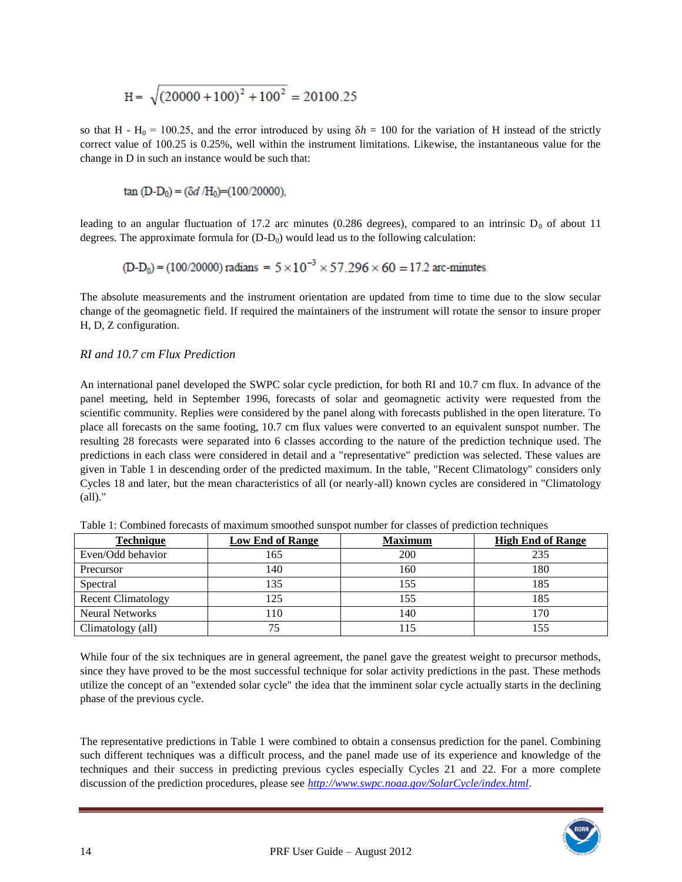$$H = \sqrt{(20000+100)^2 + 100^2} = 20100.25$$

so that $H - H_0 = 100.25$, and the error introduced by using $\delta h = 100$ for the variation of H instead of the strictly correct value of 100.25 is 0.25%, well within the instrument limitations. Likewise, the instantaneous value for the change in D in such an instance would be such that:

$$\tan(D-D_0) = (\delta d / H_0) = (100/20000),$$

leading to an angular fluctuation of 17.2 arc minutes (0.286 degrees), compared to an intrinsic $D_0$ of about 11 degrees. The approximate formula for $(D-D_0)$ would lead us to the following calculation:

$$(D-D_0) = (100/20000) \text{ radians} = 5 \times 10^{-3} \times 57.296 \times 60 = 17.2 \text{ arc-minutes.}$$

The absolute measurements and the instrument orientation are updated from time to time due to the slow secular change of the geomagnetic field. If required the maintainers of the instrument will rotate the sensor to insure proper H, D, Z configuration.

### *RI and 10.7 cm Flux Prediction*

An international panel developed the SWPC solar cycle prediction, for both RI and 10.7 cm flux. In advance of the panel meeting, held in September 1996, forecasts of solar and geomagnetic activity were requested from the scientific community. Replies were considered by the panel along with forecasts published in the open literature. To place all forecasts on the same footing, 10.7 cm flux values were converted to an equivalent sunspot number. The resulting 28 forecasts were separated into 6 classes according to the nature of the prediction technique used. The predictions in each class were considered in detail and a "representative" prediction was selected. These values are given in Table 1 in descending order of the predicted maximum. In the table, "Recent Climatology" considers only Cycles 18 and later, but the mean characteristics of all (or nearly-all) known cycles are considered in "Climatology (all)."

Table 1: Combined forecasts of maximum smoothed sunspot number for classes of prediction techniques

| Technique | Low End of Range | Maximum | High End of Range |
|---|---|---|---|
| Even/Odd behavior | 165 | 200 | 235 |
| Precursor | 140 | 160 | 180 |
| Spectral | 135 | 155 | 185 |
| Recent Climatology | 125 | 155 | 185 |
| Neural Networks | 110 | 140 | 170 |
| Climatology (all) | 75 | 115 | 155 |

While four of the six techniques are in general agreement, the panel gave the greatest weight to precursor methods, since they have proved to be the most successful technique for solar activity predictions in the past. These methods utilize the concept of an "extended solar cycle" the idea that the imminent solar cycle actually starts in the declining phase of the previous cycle.

The representative predictions in Table 1 were combined to obtain a consensus prediction for the panel. Combining such different techniques was a difficult process, and the panel made use of its experience and knowledge of the techniques and their success in predicting previous cycles especially Cycles 21 and 22. For a more complete discussion of the prediction procedures, please see *http://www.swpc.noaa.gov/SolarCycle/index.html*.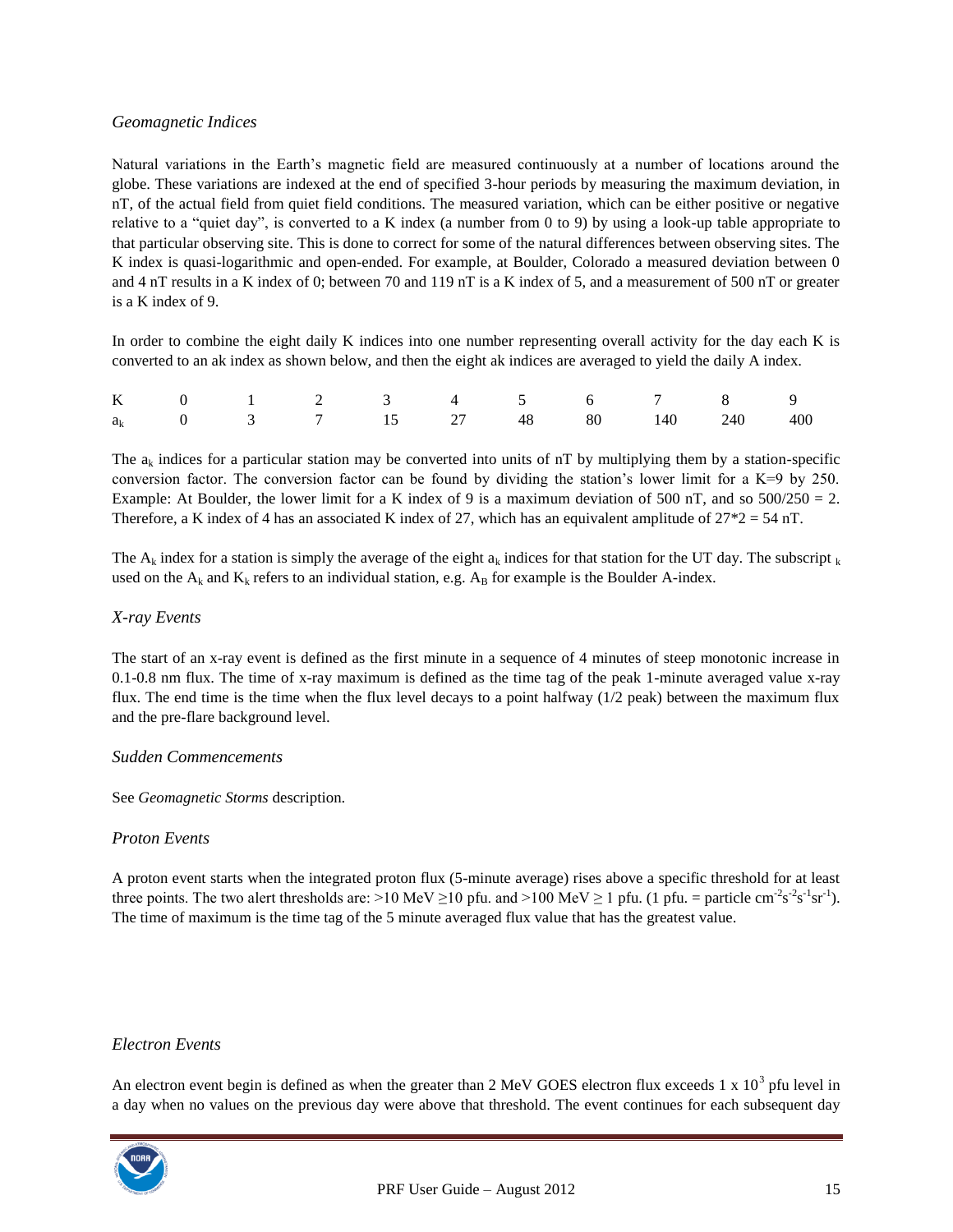### *Geomagnetic Indices*

Natural variations in the Earth's magnetic field are measured continuously at a number of locations around the globe. These variations are indexed at the end of specified 3-hour periods by measuring the maximum deviation, in nT, of the actual field from quiet field conditions. The measured variation, which can be either positive or negative relative to a "quiet day", is converted to a K index (a number from 0 to 9) by using a look-up table appropriate to that particular observing site. This is done to correct for some of the natural differences between observing sites. The K index is quasi-logarithmic and open-ended. For example, at Boulder, Colorado a measured deviation between 0 and 4 nT results in a K index of 0; between 70 and 119 nT is a K index of 5, and a measurement of 500 nT or greater is a K index of 9.

In order to combine the eight daily K indices into one number representing overall activity for the day each K is converted to an ak index as shown below, and then the eight ak indices are averaged to yield the daily A index.

| K | 0 | 1 | 2 | 3 | 4 | 5 | 6 | 7 | 8 | 9 |
|---|---|---|---|---|---|---|---|---|---|---|
| $a_k$ | 0 | 3 | 7 | 15 | 27 | 48 | 80 | 140 | 240 | 400 |

The $a_k$ indices for a particular station may be converted into units of nT by multiplying them by a station-specific conversion factor. The conversion factor can be found by dividing the station's lower limit for a K=9 by 250. Example: At Boulder, the lower limit for a K index of 9 is a maximum deviation of 500 nT, and so 500/250 = 2. Therefore, a K index of 4 has an associated K index of 27, which has an equivalent amplitude of 27*2 = 54 nT.

The $A_k$ index for a station is simply the average of the eight $a_k$ indices for that station for the UT day. The subscript $_k$ used on the $A_k$ and $K_k$ refers to an individual station, e.g. $A_B$ for example is the Boulder A-index.

### *X-ray Events*

The start of an x-ray event is defined as the first minute in a sequence of 4 minutes of steep monotonic increase in 0.1-0.8 nm flux. The time of x-ray maximum is defined as the time tag of the peak 1-minute averaged value x-ray flux. The end time is the time when the flux level decays to a point halfway (1/2 peak) between the maximum flux and the pre-flare background level.

### *Sudden Commencements*

See *Geomagnetic Storms* description.

### *Proton Events*

A proton event starts when the integrated proton flux (5-minute average) rises above a specific threshold for at least three points. The two alert thresholds are: >10 MeV ≥10 pfu. and >100 MeV ≥ 1 pfu. (1 pfu. = particle $cm^{-2}s^{-2}s^{-1}sr^{-1}$). The time of maximum is the time tag of the 5 minute averaged flux value that has the greatest value.

### *Electron Events*

An electron event begin is defined as when the greater than 2 MeV GOES electron flux exceeds 1 x $10^3$ pfu level in a day when no values on the previous day were above that threshold. The event continues for each subsequent day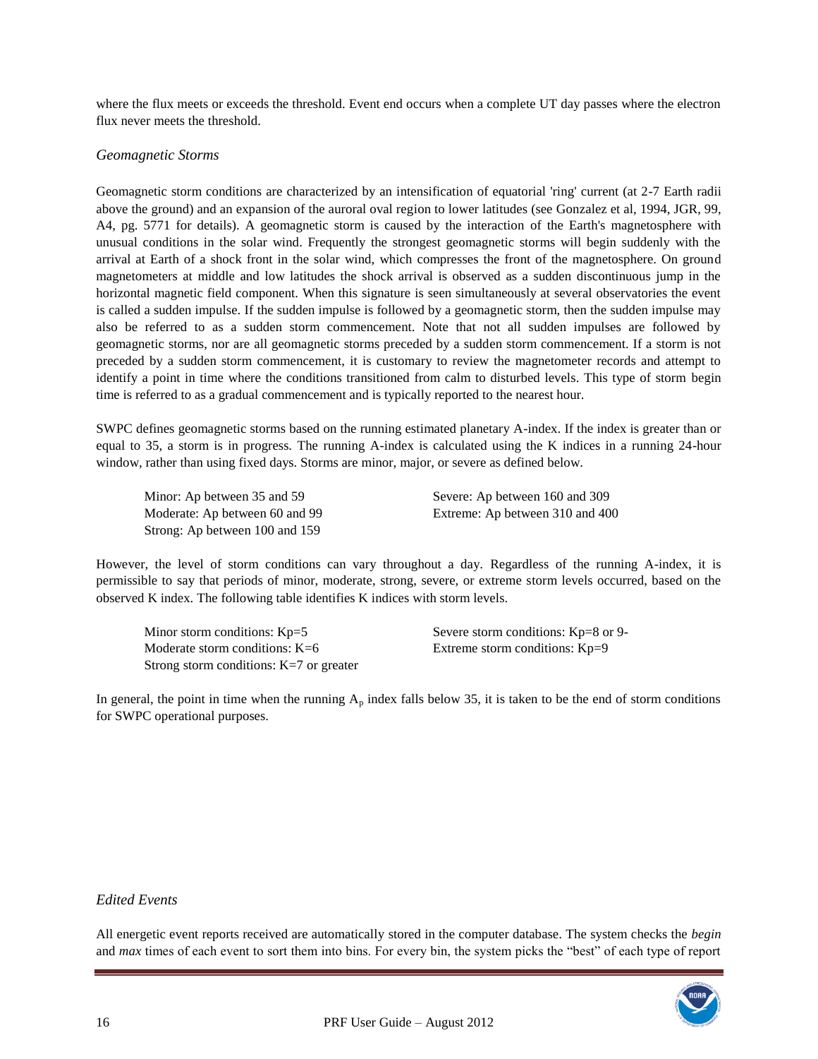where the flux meets or exceeds the threshold. Event end occurs when a complete UT day passes where the electron flux never meets the threshold.

### *Geomagnetic Storms*

Geomagnetic storm conditions are characterized by an intensification of equatorial 'ring' current (at 2-7 Earth radii above the ground) and an expansion of the auroral oval region to lower latitudes (see Gonzalez et al, 1994, JGR, 99, A4, pg. 5771 for details). A geomagnetic storm is caused by the interaction of the Earth's magnetosphere with unusual conditions in the solar wind. Frequently the strongest geomagnetic storms will begin suddenly with the arrival at Earth of a shock front in the solar wind, which compresses the front of the magnetosphere. On ground magnetometers at middle and low latitudes the shock arrival is observed as a sudden discontinuous jump in the horizontal magnetic field component. When this signature is seen simultaneously at several observatories the event is called a sudden impulse. If the sudden impulse is followed by a geomagnetic storm, then the sudden impulse may also be referred to as a sudden storm commencement. Note that not all sudden impulses are followed by geomagnetic storms, nor are all geomagnetic storms preceded by a sudden storm commencement. If a storm is not preceded by a sudden storm commencement, it is customary to review the magnetometer records and attempt to identify a point in time where the conditions transitioned from calm to disturbed levels. This type of storm begin time is referred to as a gradual commencement and is typically reported to the nearest hour.

SWPC defines geomagnetic storms based on the running estimated planetary A-index. If the index is greater than or equal to 35, a storm is in progress. The running A-index is calculated using the K indices in a running 24-hour window, rather than using fixed days. Storms are minor, major, or severe as defined below.

- Minor: Ap between 35 and 59
- Moderate: Ap between 60 and 99
- Strong: Ap between 100 and 159
- Severe: Ap between 160 and 309
- Extreme: Ap between 310 and 400

However, the level of storm conditions can vary throughout a day. Regardless of the running A-index, it is permissible to say that periods of minor, moderate, strong, severe, or extreme storm levels occurred, based on the observed K index. The following table identifies K indices with storm levels.

- Minor storm conditions: Kp=5
- Moderate storm conditions: K=6
- Strong storm conditions: K=7 or greater
- Severe storm conditions: Kp=8 or 9-
- Extreme storm conditions: Kp=9

In general, the point in time when the running $A_p$ index falls below 35, it is taken to be the end of storm conditions for SWPC operational purposes.

### *Edited Events*

All energetic event reports received are automatically stored in the computer database. The system checks the *begin* and *max* times of each event to sort them into bins. For every bin, the system picks the "best" of each type of report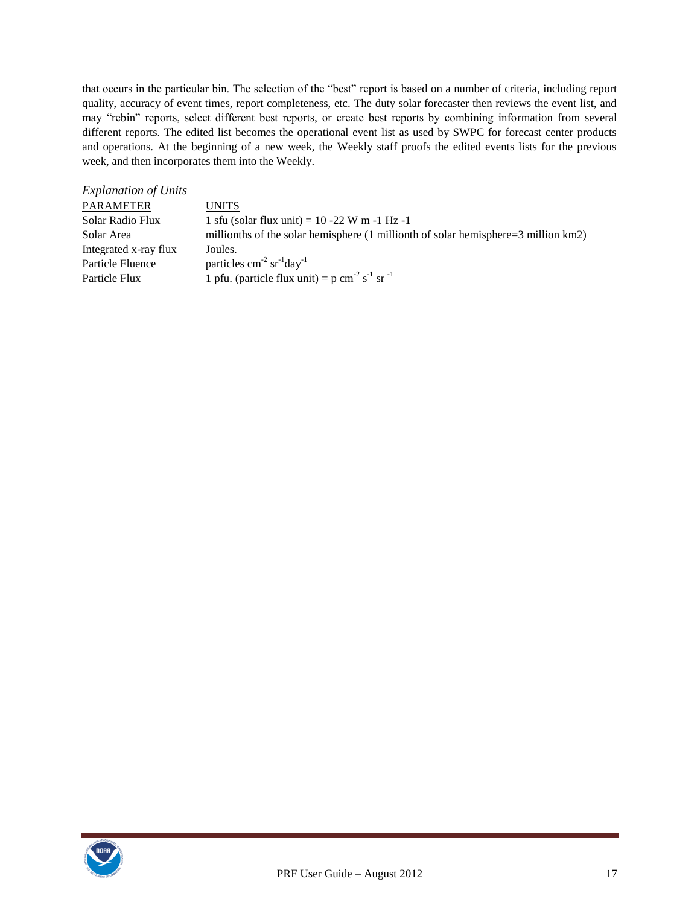that occurs in the particular bin. The selection of the "best" report is based on a number of criteria, including report quality, accuracy of event times, report completeness, etc. The duty solar forecaster then reviews the event list, and may "rebin" reports, select different best reports, or create best reports by combining information from several different reports. The edited list becomes the operational event list as used by SWPC for forecast center products and operations. At the beginning of a new week, the Weekly staff proofs the edited events lists for the previous week, and then incorporates them into the Weekly.

*Explanation of Units*

| PARAMETER | UNITS |
|---|---|
| Solar Radio Flux | 1 sfu (solar flux unit) = 10 -22 W m -1 Hz -1 |
| Solar Area | millionths of the solar hemisphere (1 millionth of solar hemisphere=3 million km2) |
| Integrated x-ray flux | Joules. |
| Particle Fluence | particles $cm^{-2}$ $sr^{-1}$$day^{-1}$ |
| Particle Flux | 1 pfu. (particle flux unit) = p $cm^{-2}$ $s^{-1}$ $sr^{-1}$ |